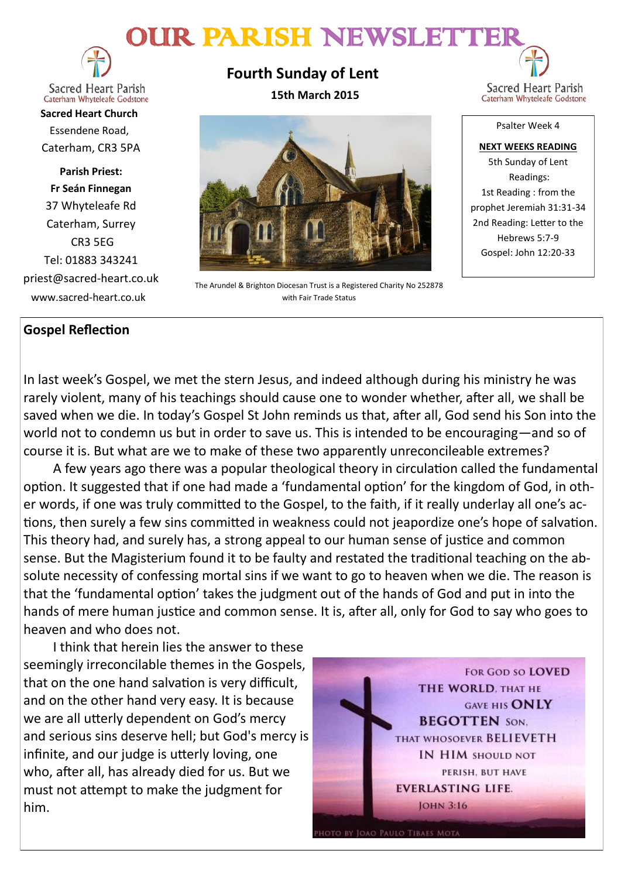# OUR PARISH NEWSLETTER

Sacred Heart Parish
Caterham Whyteleafe Godstone

**Sacred Heart Church**
Essendene Road,
Caterham, CR3 5PA

**Parish Priest:**
**Fr Seán Finnegan**
37 Whyteleafe Rd
Caterham, Surrey
CR3 5EG
Tel: 01883 343241
priest@sacred-heart.co.uk
www.sacred-heart.co.uk

## Fourth Sunday of Lent

**15th March 2015**

The Arundel & Brighton Diocesan Trust is a Registered Charity No 252878 with Fair Trade Status

Psalter Week 4

**NEXT WEEKS READING**
5th Sunday of Lent
Readings:
1st Reading : from the prophet Jeremiah 31:31-34
2nd Reading: Letter to the Hebrews 5:7-9
Gospel: John 12:20-33

## Gospel Reflection

In last week's Gospel, we met the stern Jesus, and indeed although during his ministry he was rarely violent, many of his teachings should cause one to wonder whether, after all, we shall be saved when we die. In today's Gospel St John reminds us that, after all, God send his Son into the world not to condemn us but in order to save us. This is intended to be encouraging—and so of course it is. But what are we to make of these two apparently unreconcileable extremes?

A few years ago there was a popular theological theory in circulation called the fundamental option. It suggested that if one had made a 'fundamental option' for the kingdom of God, in other words, if one was truly committed to the Gospel, to the faith, if it really underlay all one's actions, then surely a few sins committed in weakness could not jeapordize one's hope of salvation. This theory had, and surely has, a strong appeal to our human sense of justice and common sense. But the Magisterium found it to be faulty and restated the traditional teaching on the absolute necessity of confessing mortal sins if we want to go to heaven when we die. The reason is that the 'fundamental option' takes the judgment out of the hands of God and put in into the hands of mere human justice and common sense. It is, after all, only for God to say who goes to heaven and who does not.

I think that herein lies the answer to these seemingly irreconcilable themes in the Gospels, that on the one hand salvation is very difficult, and on the other hand very easy. It is because we are all utterly dependent on God's mercy and serious sins deserve hell; but God's mercy is infinite, and our judge is utterly loving, one who, after all, has already died for us. But we must not attempt to make the judgment for him.

For God so loved the world, that he gave his only begotten Son, that whosoever believeth in him should not perish, but have everlasting life.
John 3:16

Photo by Joao Paulo Tibaes Mota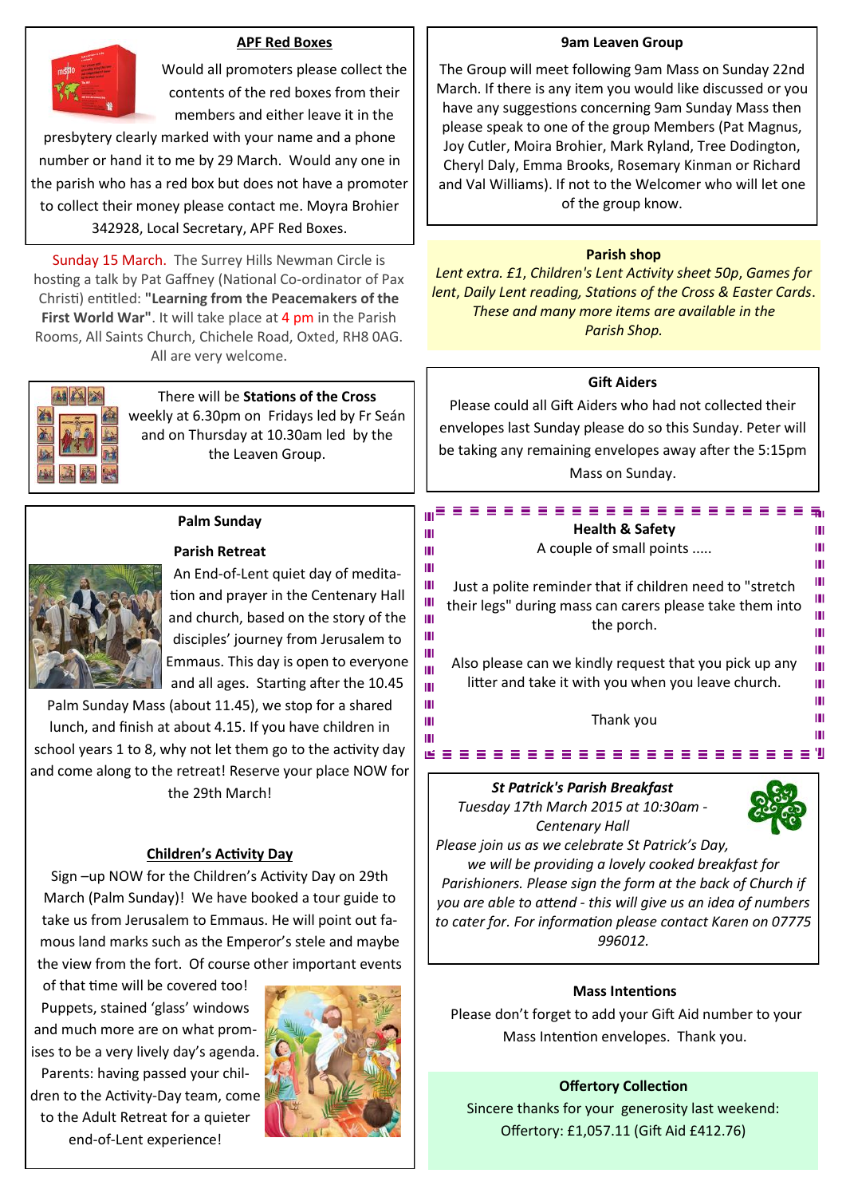## APF Red Boxes

Would all promoters please collect the contents of the red boxes from their members and either leave it in the presbytery clearly marked with your name and a phone number or hand it to me by 29 March. Would any one in the parish who has a red box but does not have a promoter to collect their money please contact me. Moyra Brohier 342928, Local Secretary, APF Red Boxes.

Sunday 15 March. The Surrey Hills Newman Circle is hosting a talk by Pat Gaffney (National Co-ordinator of Pax Christi) entitled: **"Learning from the Peacemakers of the First World War"**. It will take place at 4 pm in the Parish Rooms, All Saints Church, Chichele Road, Oxted, RH8 0AG. All are very welcome.

There will be **Stations of the Cross** weekly at 6.30pm on Fridays led by Fr Seán and on Thursday at 10.30am led by the Leaven Group.

## Palm Sunday

### Parish Retreat

An End-of-Lent quiet day of meditation and prayer in the Centenary Hall and church, based on the story of the disciples' journey from Jerusalem to Emmaus. This day is open to everyone and all ages. Starting after the 10.45 Palm Sunday Mass (about 11.45), we stop for a shared lunch, and finish at about 4.15. If you have children in school years 1 to 8, why not let them go to the activity day and come along to the retreat! Reserve your place NOW for the 29th March!

### Children's Activity Day

Sign –up NOW for the Children's Activity Day on 29th March (Palm Sunday)! We have booked a tour guide to take us from Jerusalem to Emmaus. He will point out famous land marks such as the Emperor's stele and maybe the view from the fort. Of course other important events of that time will be covered too! Puppets, stained 'glass' windows and much more are on what promises to be a very lively day's agenda. Parents: having passed your children to the Activity-Day team, come to the Adult Retreat for a quieter end-of-Lent experience!

## 9am Leaven Group

The Group will meet following 9am Mass on Sunday 22nd March. If there is any item you would like discussed or you have any suggestions concerning 9am Sunday Mass then please speak to one of the group Members (Pat Magnus, Joy Cutler, Moira Brohier, Mark Ryland, Tree Dodington, Cheryl Daly, Emma Brooks, Rosemary Kinman or Richard and Val Williams). If not to the Welcomer who will let one of the group know.

## Parish shop

*Lent extra. £1, Children's Lent Activity sheet 50p, Games for lent, Daily Lent reading, Stations of the Cross & Easter Cards. These and many more items are available in the Parish Shop.*

## Gift Aiders

Please could all Gift Aiders who had not collected their envelopes last Sunday please do so this Sunday. Peter will be taking any remaining envelopes away after the 5:15pm Mass on Sunday.

## Health & Safety

A couple of small points .....

Just a polite reminder that if children need to "stretch their legs" during mass can carers please take them into the porch.

Also please can we kindly request that you pick up any litter and take it with you when you leave church.

Thank you

## *St Patrick's Parish Breakfast*

*Tuesday 17th March 2015 at 10:30am - Centenary Hall*

*Please join us as we celebrate St Patrick's Day, we will be providing a lovely cooked breakfast for Parishioners. Please sign the form at the back of Church if you are able to attend - this will give us an idea of numbers to cater for. For information please contact Karen on 07775 996012.*

## Mass Intentions

Please don't forget to add your Gift Aid number to your Mass Intention envelopes. Thank you.

## Offertory Collection

Sincere thanks for your generosity last weekend: Offertory: £1,057.11 (Gift Aid £412.76)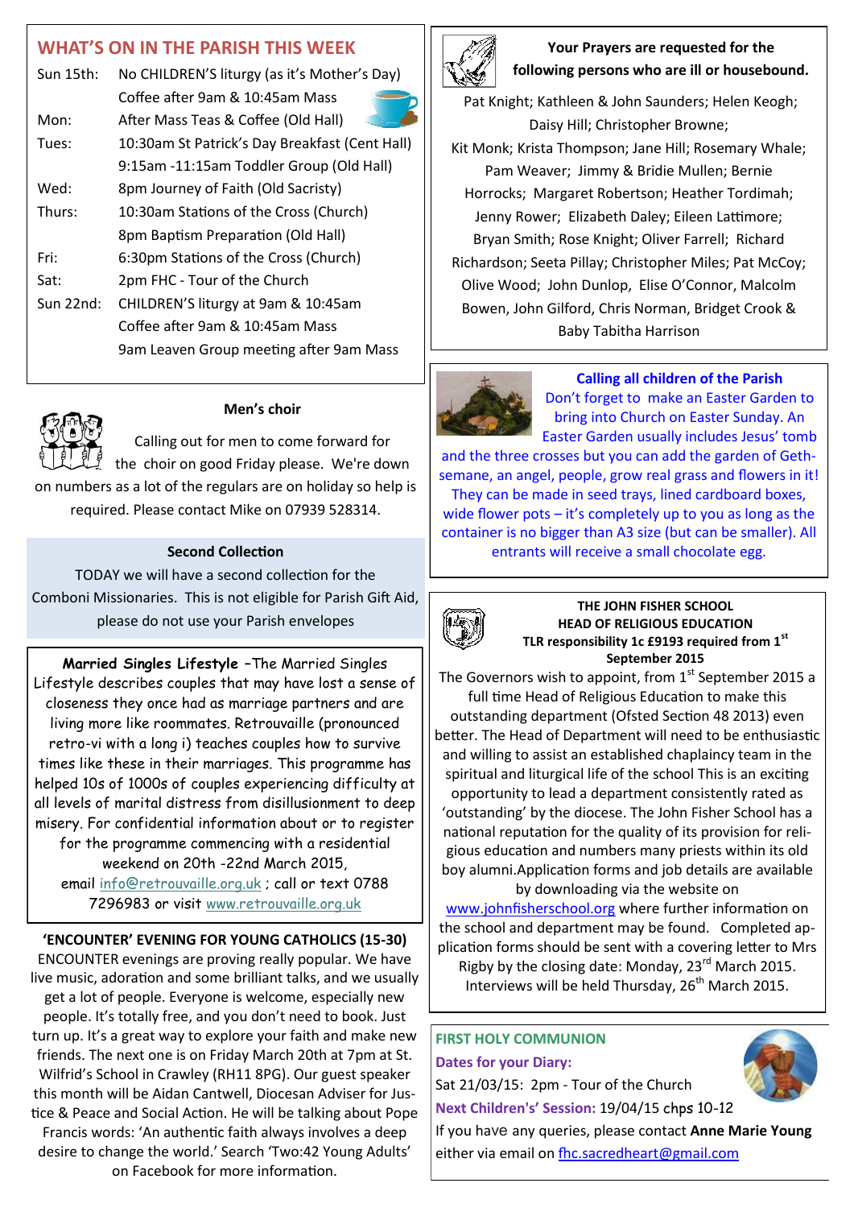## WHAT'S ON IN THE PARISH THIS WEEK

| | |
|---|---|
| Sun 15th: | No CHILDREN'S liturgy (as it's Mother's Day) |
| | Coffee after 9am & 10:45am Mass |
| Mon: | After Mass Teas & Coffee (Old Hall) |
| Tues: | 10:30am St Patrick's Day Breakfast (Cent Hall) |
| | 9:15am -11:15am Toddler Group (Old Hall) |
| Wed: | 8pm Journey of Faith (Old Sacristy) |
| Thurs: | 10:30am Stations of the Cross (Church) |
| | 8pm Baptism Preparation (Old Hall) |
| Fri: | 6:30pm Stations of the Cross (Church) |
| Sat: | 2pm FHC - Tour of the Church |
| Sun 22nd: | CHILDREN'S liturgy at 9am & 10:45am |
| | Coffee after 9am & 10:45am Mass |
| | 9am Leaven Group meeting after 9am Mass |

### Men's choir

Calling out for men to come forward for the choir on good Friday please. We're down on numbers as a lot of the regulars are on holiday so help is required. Please contact Mike on 07939 528314.

### Second Collection

TODAY we will have a second collection for the Comboni Missionaries. This is not eligible for Parish Gift Aid, please do not use your Parish envelopes

**Married Singles Lifestyle** –The Married Singles Lifestyle describes couples that may have lost a sense of closeness they once had as marriage partners and are living more like roommates. Retrouvaille (pronounced retro-vi with a long i) teaches couples how to survive times like these in their marriages. This programme has helped 10s of 1000s of couples experiencing difficulty at all levels of marital distress from disillusionment to deep misery. For confidential information about or to register for the programme commencing with a residential weekend on 20th -22nd March 2015, email info@retrouvaille.org.uk ; call or text 0788 7296983 or visit www.retrouvaille.org.uk

### 'ENCOUNTER' EVENING FOR YOUNG CATHOLICS (15-30)

ENCOUNTER evenings are proving really popular. We have live music, adoration and some brilliant talks, and we usually get a lot of people. Everyone is welcome, especially new people. It's totally free, and you don't need to book. Just turn up. It's a great way to explore your faith and make new friends. The next one is on Friday March 20th at 7pm at St. Wilfrid's School in Crawley (RH11 8PG). Our guest speaker this month will be Aidan Cantwell, Diocesan Adviser for Justice & Peace and Social Action. He will be talking about Pope Francis words: 'An authentic faith always involves a deep desire to change the world.' Search 'Two:42 Young Adults' on Facebook for more information.

### Your Prayers are requested for the following persons who are ill or housebound.

Pat Knight; Kathleen & John Saunders; Helen Keogh; Daisy Hill; Christopher Browne; Kit Monk; Krista Thompson; Jane Hill; Rosemary Whale; Pam Weaver; Jimmy & Bridie Mullen; Bernie Horrocks; Margaret Robertson; Heather Tordimah; Jenny Rower; Elizabeth Daley; Eileen Lattimore; Bryan Smith; Rose Knight; Oliver Farrell; Richard Richardson; Seeta Pillay; Christopher Miles; Pat McCoy; Olive Wood; John Dunlop, Elise O'Connor, Malcolm Bowen, John Gilford, Chris Norman, Bridget Crook & Baby Tabitha Harrison

### Calling all children of the Parish

Don't forget to make an Easter Garden to bring into Church on Easter Sunday. An Easter Garden usually includes Jesus' tomb and the three crosses but you can add the garden of Gethsemane, an angel, people, grow real grass and flowers in it! They can be made in seed trays, lined cardboard boxes, wide flower pots – it's completely up to you as long as the container is no bigger than A3 size (but can be smaller). All entrants will receive a small chocolate egg.

### THE JOHN FISHER SCHOOL HEAD OF RELIGIOUS EDUCATION TLR responsibility 1c £9193 required from 1st September 2015

The Governors wish to appoint, from 1st September 2015 a full time Head of Religious Education to make this outstanding department (Ofsted Section 48 2013) even better. The Head of Department will need to be enthusiastic and willing to assist an established chaplaincy team in the spiritual and liturgical life of the school This is an exciting opportunity to lead a department consistently rated as 'outstanding' by the diocese. The John Fisher School has a national reputation for the quality of its provision for religious education and numbers many priests within its old boy alumni.Application forms and job details are available by downloading via the website on www.johnfisherschool.org where further information on the school and department may be found. Completed application forms should be sent with a covering letter to Mrs Rigby by the closing date: Monday, 23rd March 2015. Interviews will be held Thursday, 26th March 2015.

### FIRST HOLY COMMUNION

**Dates for your Diary:**

Sat 21/03/15: 2pm - Tour of the Church

**Next Children's' Session:** 19/04/15 chps 10-12

If you have any queries, please contact **Anne Marie Young** either via email on fhc.sacredheart@gmail.com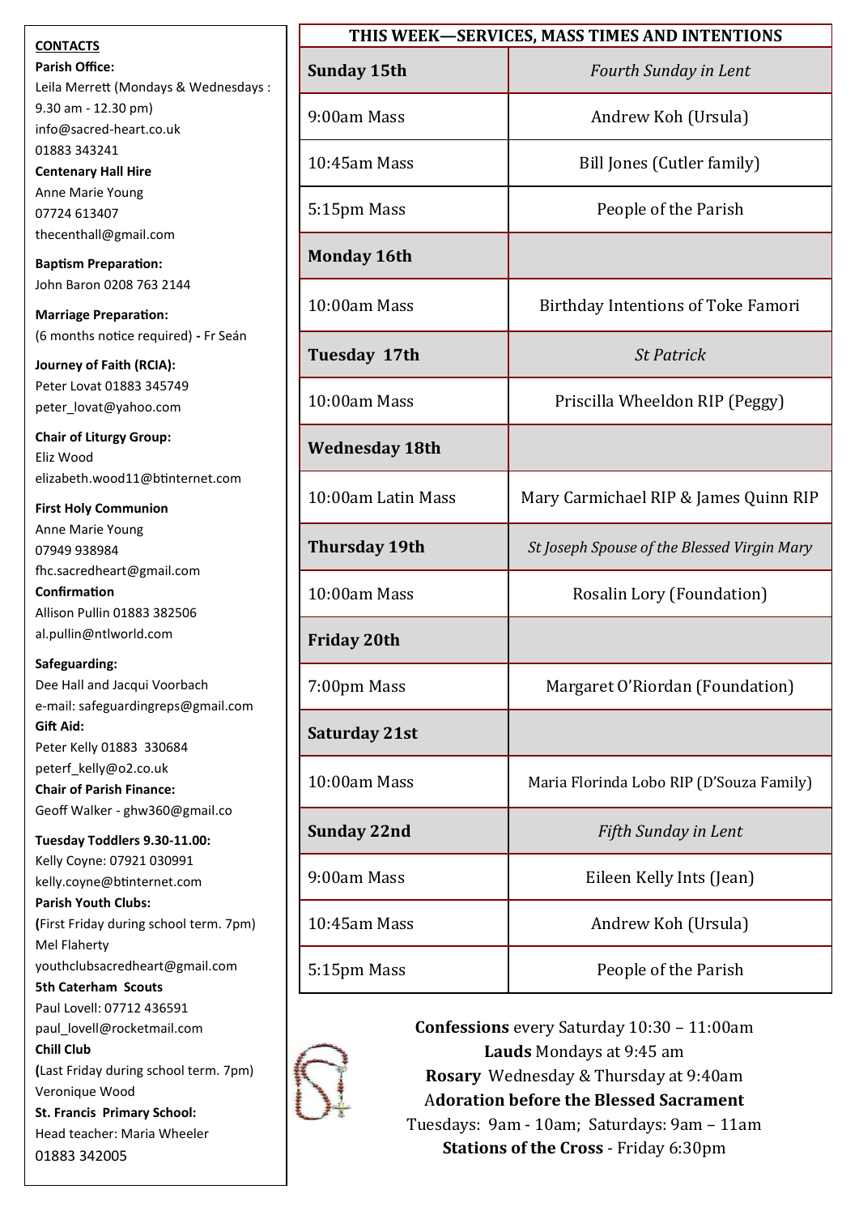**CONTACTS**

**Parish Office:**
Leila Merrett (Mondays & Wednesdays : 9.30 am - 12.30 pm)
info@sacred-heart.co.uk
01883 343241

**Centenary Hall Hire**
Anne Marie Young
07724 613407
thecenthall@gmail.com

**Baptism Preparation:**
John Baron 0208 763 2144

**Marriage Preparation:**
(6 months notice required) **-** Fr Seán

**Journey of Faith (RCIA):**
Peter Lovat 01883 345749
peter_lovat@yahoo.com

**Chair of Liturgy Group:**
Eliz Wood
elizabeth.wood11@btinternet.com

**First Holy Communion**
Anne Marie Young
07949 938984
fhc.sacredheart@gmail.com

**Confirmation**
Allison Pullin 01883 382506
al.pullin@ntlworld.com

**Safeguarding:**
Dee Hall and Jacqui Voorbach
e-mail: safeguardingreps@gmail.com

**Gift Aid:**
Peter Kelly 01883 330684
peterf_kelly@o2.co.uk

**Chair of Parish Finance:**
Geoff Walker - ghw360@gmail.co

**Tuesday Toddlers 9.30-11.00:**
Kelly Coyne: 07921 030991
kelly.coyne@btinternet.com

**Parish Youth Clubs:**
**(**First Friday during school term. 7pm)
Mel Flaherty
youthclubsacredheart@gmail.com

**5th Caterham Scouts**
Paul Lovell: 07712 436591
paul_lovell@rocketmail.com

**Chill Club**
**(**Last Friday during school term. 7pm)
Veronique Wood

**St. Francis Primary School:**
Head teacher: Maria Wheeler
01883 342005

## THIS WEEK—SERVICES, MASS TIMES AND INTENTIONS

| | |
|---|---|
| **Sunday 15th** | *Fourth Sunday in Lent* |
| 9:00am Mass | Andrew Koh (Ursula) |
| 10:45am Mass | Bill Jones (Cutler family) |
| 5:15pm Mass | People of the Parish |
| **Monday 16th** | |
| 10:00am Mass | Birthday Intentions of Toke Famori |
| **Tuesday 17th** | *St Patrick* |
| 10:00am Mass | Priscilla Wheeldon RIP (Peggy) |
| **Wednesday 18th** | |
| 10:00am Latin Mass | Mary Carmichael RIP & James Quinn RIP |
| **Thursday 19th** | *St Joseph Spouse of the Blessed Virgin Mary* |
| 10:00am Mass | Rosalin Lory (Foundation) |
| **Friday 20th** | |
| 7:00pm Mass | Margaret O'Riordan (Foundation) |
| **Saturday 21st** | |
| 10:00am Mass | Maria Florinda Lobo RIP (D'Souza Family) |
| **Sunday 22nd** | *Fifth Sunday in Lent* |
| 9:00am Mass | Eileen Kelly Ints (Jean) |
| 10:45am Mass | Andrew Koh (Ursula) |
| 5:15pm Mass | People of the Parish |

**Confessions** every Saturday 10:30 – 11:00am
**Lauds** Mondays at 9:45 am
**Rosary** Wednesday & Thursday at 9:40am
A**doration before the Blessed Sacrament**
Tuesdays: 9am - 10am; Saturdays: 9am – 11am
**Stations of the Cross** - Friday 6:30pm